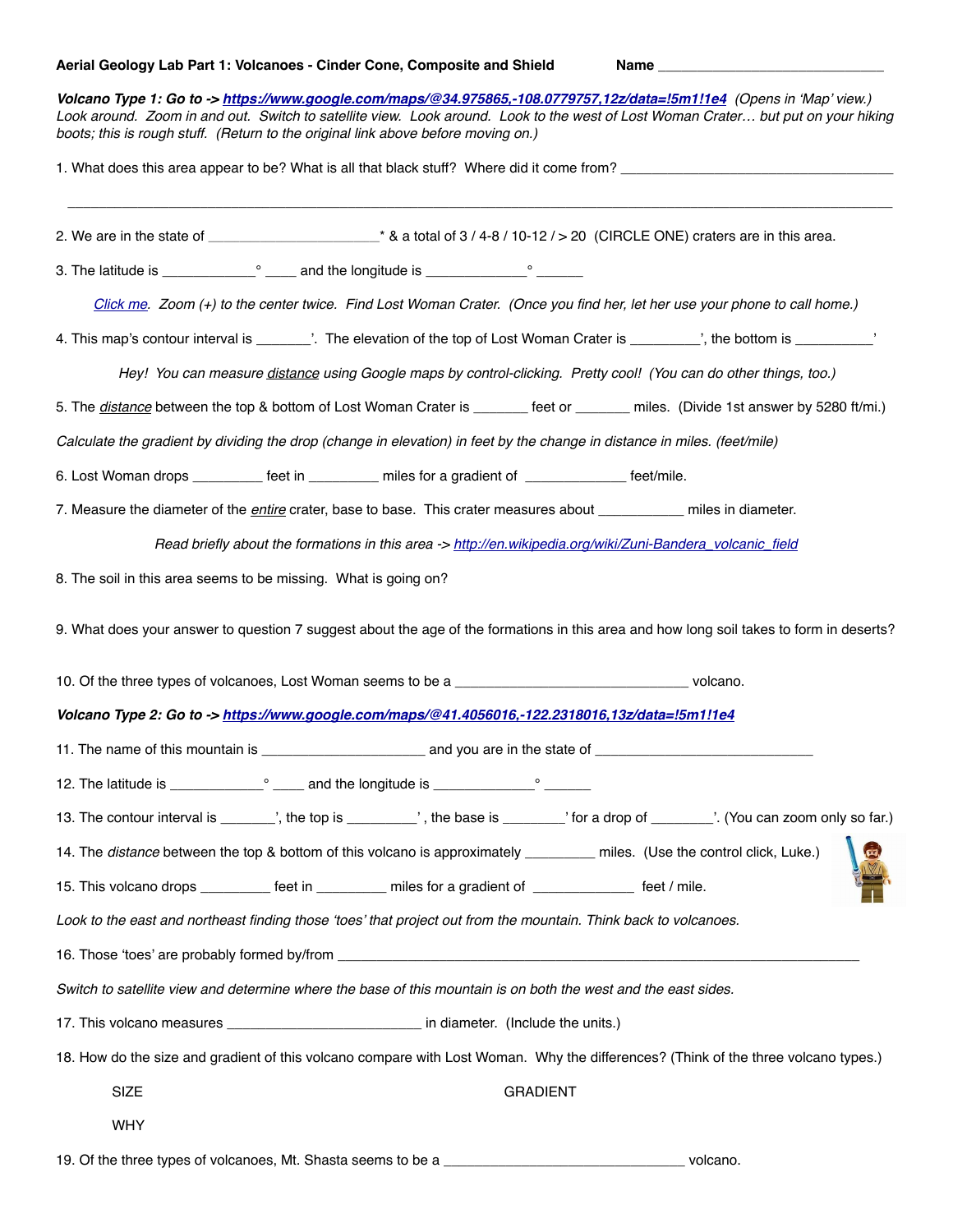**Aerial Geology Lab Part 1: Volcanoes - Cinder Cone, Composite and Shield** Name ______________________________

***Volcano Type 1: Go to ->*** ***[https://www.google.com/maps/@34.975865,-108.0779757,12z/data=!5m1!1e4](https://www.google.com/maps/@34.975865,-108.0779757,12z/data=!5m1!1e4)*** *(Opens in 'Map' view.) Look around. Zoom in and out. Switch to satellite view. Look around. Look to the west of Lost Woman Crater… but put on your hiking boots; this is rough stuff. (Return to the original link above before moving on.)*

1. What does this area appear to be? What is all that black stuff? Where did it come from? ____________________________________

______________________________________________________________________________________________

2. We are in the state of ______________________* & a total of 3 / 4-8 / 10-12 / > 20 (CIRCLE ONE) craters are in this area.

3. The latitude is ____________° ____ and the longitude is _____________° ______

*Click me. Zoom (+) to the center twice. Find Lost Woman Crater. (Once you find her, let her use your phone to call home.)*

4. This map's contour interval is _______'. The elevation of the top of Lost Woman Crater is _________', the bottom is __________'

*Hey! You can measure distance using Google maps by control-clicking. Pretty cool! (You can do other things, too.)*

5. The *distance* between the top & bottom of Lost Woman Crater is _______ feet or _______ miles. (Divide 1st answer by 5280 ft/mi.)

*Calculate the gradient by dividing the drop (change in elevation) in feet by the change in distance in miles. (feet/mile)*

6. Lost Woman drops _________ feet in _________ miles for a gradient of _____________ feet/mile.

7. Measure the diameter of the *entire* crater, base to base. This crater measures about ___________ miles in diameter.

*Read briefly about the formations in this area -> [http://en.wikipedia.org/wiki/Zuni-Bandera_volcanic_field](http://en.wikipedia.org/wiki/Zuni-Bandera_volcanic_field)*

8. The soil in this area seems to be missing. What is going on?

9. What does your answer to question 7 suggest about the age of the formations in this area and how long soil takes to form in deserts?

10. Of the three types of volcanoes, Lost Woman seems to be a ______________________________ volcano.

***Volcano Type 2: Go to ->*** ***[https://www.google.com/maps/@41.4056016,-122.2318016,13z/data=!5m1!1e4](https://www.google.com/maps/@41.4056016,-122.2318016,13z/data=!5m1!1e4)***

11. The name of this mountain is _____________________ and you are in the state of ____________________________

12. The latitude is ____________° ____ and the longitude is _____________° ______

13. The contour interval is _______', the top is _________' , the base is ________' for a drop of ________'. (You can zoom only so far.)

14. The *distance* between the top & bottom of this volcano is approximately _________ miles. (Use the control click, Luke.)

15. This volcano drops _________ feet in _________ miles for a gradient of _____________ feet / mile.

*Look to the east and northeast finding those 'toes' that project out from the mountain. Think back to volcanoes.*

16. Those 'toes' are probably formed by/from ______________________________________________________________________

*Switch to satellite view and determine where the base of this mountain is on both the west and the east sides.*

17. This volcano measures ________________________ in diameter. (Include the units.)

18. How do the size and gradient of this volcano compare with Lost Woman. Why the differences? (Think of the three volcano types.)

SIZE GRADIENT

WHY

19. Of the three types of volcanoes, Mt. Shasta seems to be a _______________________________ volcano.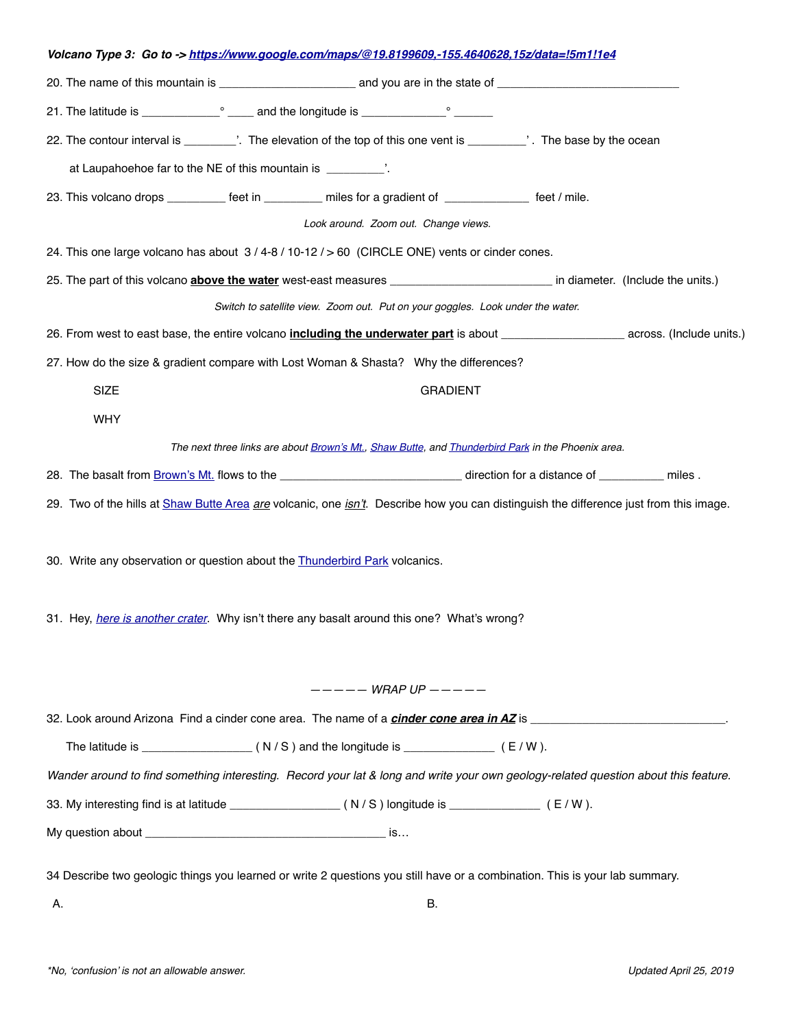***Volume Type 3: Go to -> [https://www.google.com/maps/@19.8199609,-155.4640628,15z/data=!5m1!1e4](https://www.google.com/maps/@19.8199609,-155.4640628,15z/data=!5m1!1e4)***

20. The name of this mountain is ____________________ and you are in the state of ___________________________

21. The latitude is ____________° ____ and the longitude is _____________° ______

22. The contour interval is ________'. The elevation of the top of this one vent is _________' . The base by the ocean

at Laupahoehoe far to the NE of this mountain is _________'.

23. This volcano drops _________ feet in _________ miles for a gradient of _____________ feet / mile.

*Look around. Zoom out. Change views.*

24. This one large volcano has about 3 / 4-8 / 10-12 / > 60 (CIRCLE ONE) vents or cinder cones.

25. The part of this volcano **above the water** west-east measures ________________________ in diameter. (Include the units.)

*Switch to satellite view. Zoom out. Put on your goggles. Look under the water.*

26. From west to east base, the entire volcano **including the underwater part** is about __________________ across. (Include units.)

27. How do the size & gradient compare with Lost Woman & Shasta? Why the differences?

SIZE

GRADIENT

WHY

*The next three links are about Brown's Mt., Shaw Butte, and Thunderbird Park in the Phoenix area.*

28. The basalt from Brown's Mt. flows to the __________________________ direction for a distance of __________ miles .

29. Two of the hills at Shaw Butte Area *are* volcanic, one *isn't*. Describe how you can distinguish the difference just from this image.

30. Write any observation or question about the Thunderbird Park volcanics.

31. Hey, *here is another crater*. Why isn't there any basalt around this one? What's wrong?

*————— WRAP UP —————*

32. Look around Arizona Find a cinder cone area. The name of a ***cinder cone area in AZ*** is ______________________________.

The latitude is ________________ ( N / S ) and the longitude is ______________ ( E / W ).

*Wander around to find something interesting. Record your lat & long and write your own geology-related question about this feature.*

33. My interesting find is at latitude ________________ ( N / S ) longitude is ______________ ( E / W ).

My question about _____________________________________ is…

34 Describe two geologic things you learned or write 2 questions you still have or a combination. This is your lab summary.

A.

B.

*\*No, 'confusion' is not an allowable answer.*

*Updated April 25, 2019*